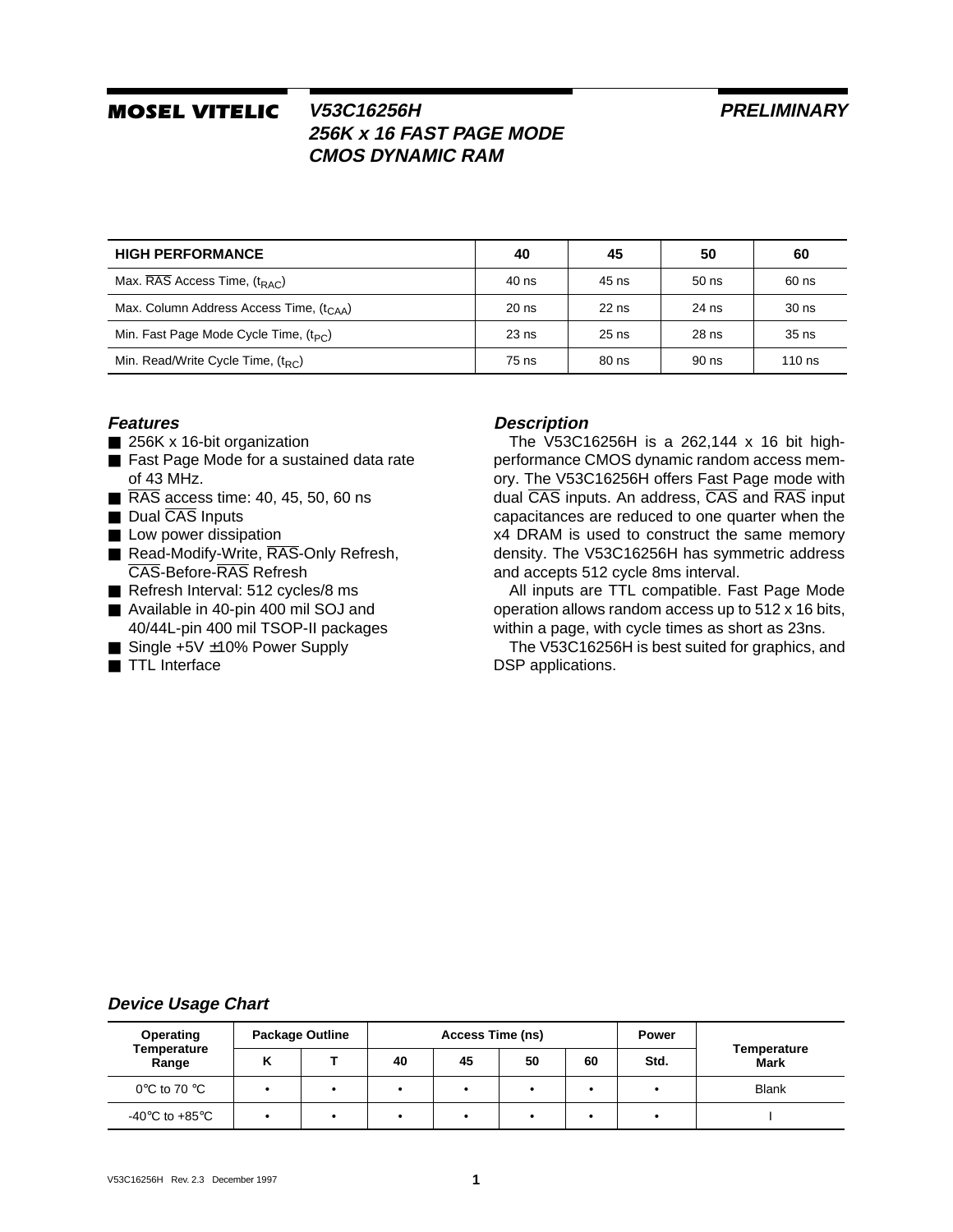# MOSEL VITELIC

## V53C16256H 256K x 16 FAST PAGE MODE CMOS DYNAMIC RAM

**PRELIMINARY**

| HIGH PERFORMANCE | 40 | 45 | 50 | 60 |
|---|---|---|---|---|
| Max. $\overline{RAS}$ Access Time, ($t_{RAC}$) | 40 ns | 45 ns | 50 ns | 60 ns |
| Max. Column Address Access Time, ($t_{CAA}$) | 20 ns | 22 ns | 24 ns | 30 ns |
| Min. Fast Page Mode Cycle Time, ($t_{PC}$) | 23 ns | 25 ns | 28 ns | 35 ns |
| Min. Read/Write Cycle Time, ($t_{RC}$) | 75 ns | 80 ns | 90 ns | 110 ns |

### *Features*

- 256K x 16-bit organization
- Fast Page Mode for a sustained data rate of 43 MHz.
- $\overline{RAS}$ access time: 40, 45, 50, 60 ns
- Dual $\overline{CAS}$ Inputs
- Low power dissipation
- Read-Modify-Write, $\overline{RAS}$-Only Refresh, $\overline{CAS}$-Before-$\overline{RAS}$ Refresh
- Refresh Interval: 512 cycles/8 ms
- Available in 40-pin 400 mil SOJ and 40/44L-pin 400 mil TSOP-II packages
- Single +5V ±10% Power Supply
- TTL Interface

### *Description*

The V53C16256H is a 262,144 x 16 bit high-performance CMOS dynamic random access memory. The V53C16256H offers Fast Page mode with dual $\overline{CAS}$ inputs. An address, $\overline{CAS}$ and $\overline{RAS}$ input capacitances are reduced to one quarter when the x4 DRAM is used to construct the same memory density. The V53C16256H has symmetric address and accepts 512 cycle 8ms interval.

All inputs are TTL compatible. Fast Page Mode operation allows random access up to 512 x 16 bits, within a page, with cycle times as short as 23ns.

The V53C16256H is best suited for graphics, and DSP applications.

### *Device Usage Chart*

| Operating Temperature Range | Package Outline | | Access Time (ns) | | | | Power | Temperature Mark |
|---|---|---|---|---|---|---|---|---|
| | K | T | 40 | 45 | 50 | 60 | Std. | |
| 0°C to 70 °C | • | • | • | • | • | • | • | Blank |
| -40°C to +85°C | • | • | • | • | • | • | • | I |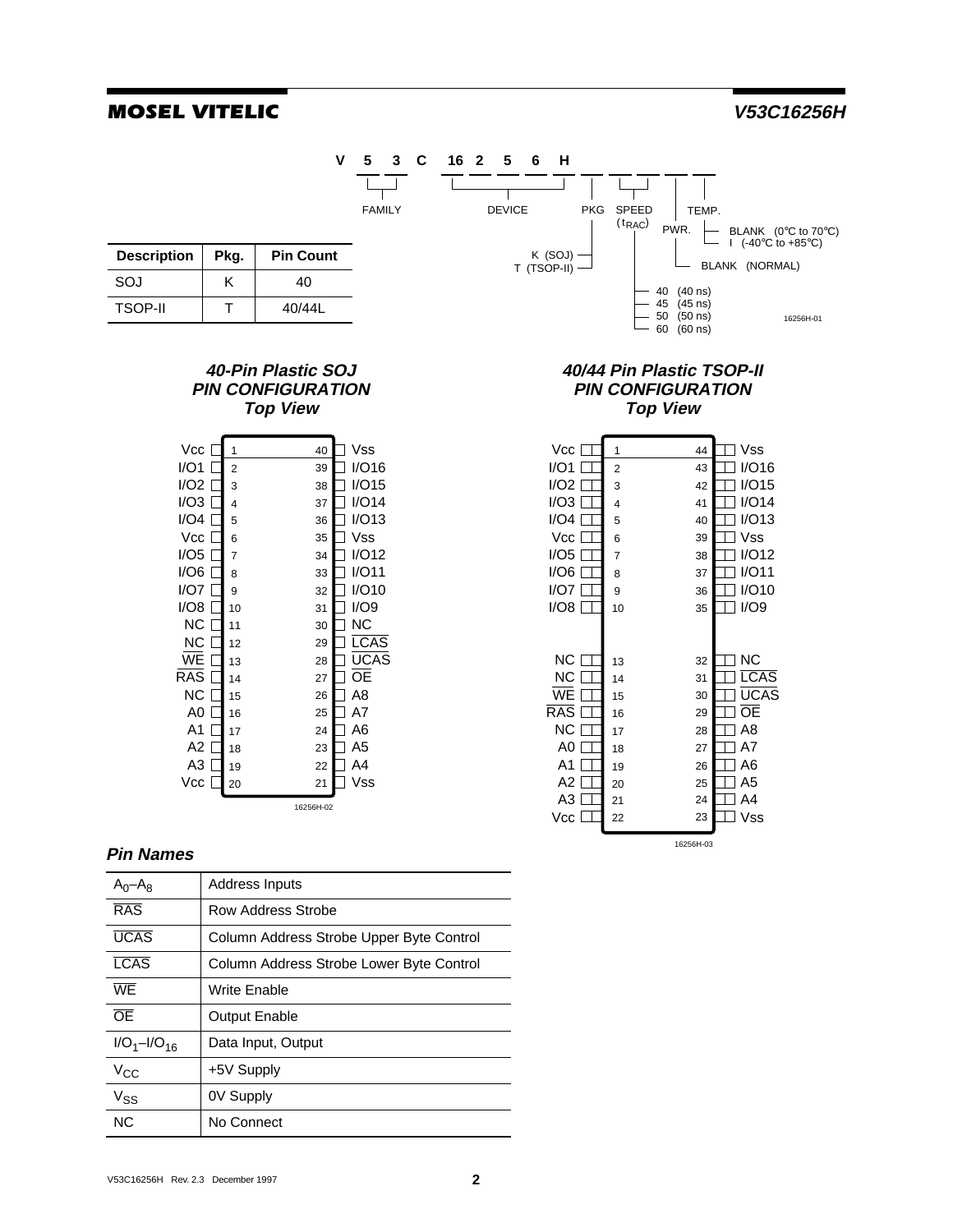**V 5 3 C 16 2 5 6 H** — FAMILY / DEVICE / PKG / SPEED ($t_{RAC}$) / PWR. / TEMP.

- PKG: K (SOJ), T (TSOP-II)
- SPEED ($t_{RAC}$): 40 (40 ns), 45 (45 ns), 50 (50 ns), 60 (60 ns)
- PWR.: BLANK (NORMAL)
- TEMP.: BLANK (0°C to 70°C), I (-40°C to +85°C)

16256H-01

| Description | Pkg. | Pin Count |
|---|---|---|
| SOJ | K | 40 |
| TSOP-II | T | 40/44L |

### 40-Pin Plastic SOJ PIN CONFIGURATION Top View

| Pin Name | Pin | Pin | Pin Name |
|---|---|---|---|
| Vcc | 1 | 40 | Vss |
| I/O1 | 2 | 39 | I/O16 |
| I/O2 | 3 | 38 | I/O15 |
| I/O3 | 4 | 37 | I/O14 |
| I/O4 | 5 | 36 | I/O13 |
| Vcc | 6 | 35 | Vss |
| I/O5 | 7 | 34 | I/O12 |
| I/O6 | 8 | 33 | I/O11 |
| I/O7 | 9 | 32 | I/O10 |
| I/O8 | 10 | 31 | I/O9 |
| NC | 11 | 30 | NC |
| NC | 12 | 29 | $\overline{LCAS}$ |
| $\overline{WE}$ | 13 | 28 | $\overline{UCAS}$ |
| $\overline{RAS}$ | 14 | 27 | $\overline{OE}$ |
| NC | 15 | 26 | A8 |
| A0 | 16 | 25 | A7 |
| A1 | 17 | 24 | A6 |
| A2 | 18 | 23 | A5 |
| A3 | 19 | 22 | A4 |
| Vcc | 20 | 21 | Vss |

16256H-02

### 40/44 Pin Plastic TSOP-II PIN CONFIGURATION Top View

| Pin Name | Pin | Pin | Pin Name |
|---|---|---|---|
| Vcc | 1 | 44 | Vss |
| I/O1 | 2 | 43 | I/O16 |
| I/O2 | 3 | 42 | I/O15 |
| I/O3 | 4 | 41 | I/O14 |
| I/O4 | 5 | 40 | I/O13 |
| Vcc | 6 | 39 | Vss |
| I/O5 | 7 | 38 | I/O12 |
| I/O6 | 8 | 37 | I/O11 |
| I/O7 | 9 | 36 | I/O10 |
| I/O8 | 10 | 35 | I/O9 |
| NC | 13 | 32 | NC |
| NC | 14 | 31 | $\overline{LCAS}$ |
| $\overline{WE}$ | 15 | 30 | $\overline{UCAS}$ |
| $\overline{RAS}$ | 16 | 29 | $\overline{OE}$ |
| NC | 17 | 28 | A8 |
| A0 | 18 | 27 | A7 |
| A1 | 19 | 26 | A6 |
| A2 | 20 | 25 | A5 |
| A3 | 21 | 24 | A4 |
| Vcc | 22 | 23 | Vss |

16256H-03

### Pin Names

| | |
|---|---|
| $A_0$–$A_8$ | Address Inputs |
| $\overline{RAS}$ | Row Address Strobe |
| $\overline{UCAS}$ | Column Address Strobe Upper Byte Control |
| $\overline{LCAS}$ | Column Address Strobe Lower Byte Control |
| $\overline{WE}$ | Write Enable |
| $\overline{OE}$ | Output Enable |
| $I/O_1$–$I/O_{16}$ | Data Input, Output |
| $V_{CC}$ | +5V Supply |
| $V_{SS}$ | 0V Supply |
| NC | No Connect |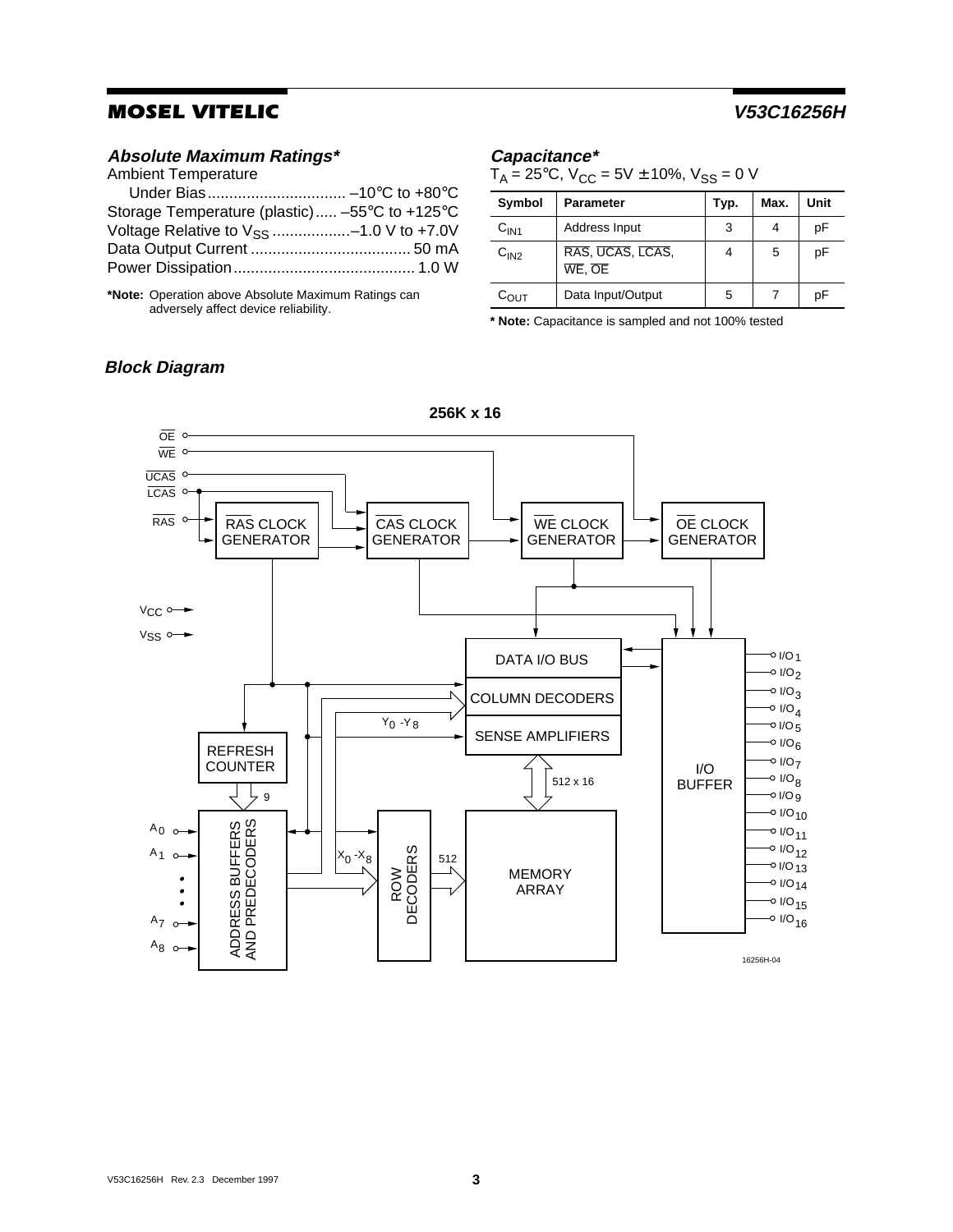### *Absolute Maximum Ratings**

Ambient Temperature
Under Bias ................................ –10°C to +80°C
Storage Temperature (plastic) ..... –55°C to +125°C
Voltage Relative to $V_{SS}$ ..................–1.0 V to +7.0V
Data Output Current ..................................... 50 mA
Power Dissipation.......................................... 1.0 W

**\*Note:** Operation above Absolute Maximum Ratings can adversely affect device reliability.

### *Capacitance**

$T_A$ = 25°C, $V_{CC}$ = 5V ± 10%, $V_{SS}$ = 0 V

| Symbol | Parameter | Typ. | Max. | Unit |
|---|---|---|---|---|
| $C_{IN1}$ | Address Input | 3 | 4 | pF |
| $C_{IN2}$ | $\overline{RAS}$, $\overline{UCAS}$, $\overline{LCAS}$, $\overline{WE}$, $\overline{OE}$ | 4 | 5 | pF |
| $C_{OUT}$ | Data Input/Output | 5 | 7 | pF |

**\* Note:** Capacitance is sampled and not 100% tested

### *Block Diagram*

**256K x 16**

16256H-04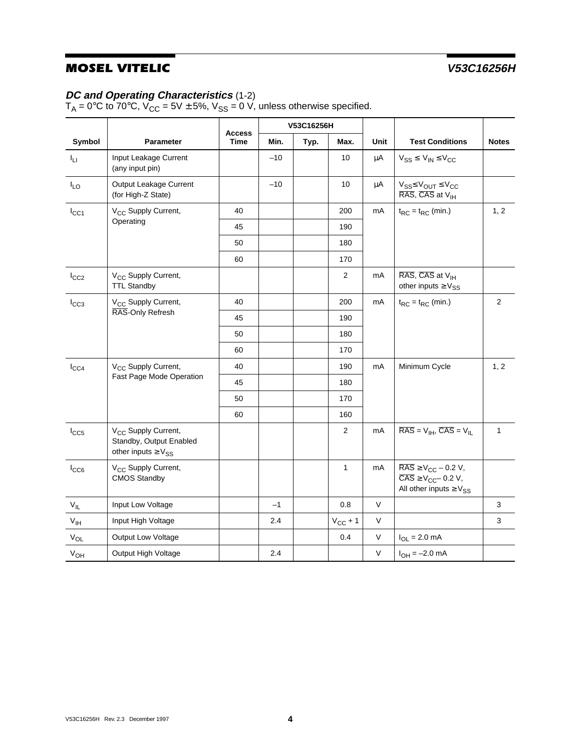## *DC and Operating Characteristics* (1-2)

$T_A = 0°C$ to $70°C$, $V_{CC} = 5V \pm 5\%$, $V_{SS} = 0$ V, unless otherwise specified.

| Symbol | Parameter | Access Time | V53C16256H | | | Unit | Test Conditions | Notes |
|---|---|---|---|---|---|---|---|---|
| | | | Min. | Typ. | Max. | | | |
| $I_{LI}$ | Input Leakage Current (any input pin) | | –10 | | 10 | µA | $V_{SS} \leq V_{IN} \leq V_{CC}$ | |
| $I_{LO}$ | Output Leakage Current (for High-Z State) | | –10 | | 10 | µA | $V_{SS} \leq V_{OUT} \leq V_{CC}$ $\overline{RAS}$, $\overline{CAS}$ at $V_{IH}$ | |
| $I_{CC1}$ | $V_{CC}$ Supply Current, Operating | 40 | | | 200 | mA | $t_{RC} = t_{RC}$ (min.) | 1, 2 |
| | | 45 | | | 190 | | | |
| | | 50 | | | 180 | | | |
| | | 60 | | | 170 | | | |
| $I_{CC2}$ | $V_{CC}$ Supply Current, TTL Standby | | | | 2 | mA | $\overline{RAS}$, $\overline{CAS}$ at $V_{IH}$ other inputs $\geq V_{SS}$ | |
| $I_{CC3}$ | $V_{CC}$ Supply Current, $\overline{RAS}$-Only Refresh | 40 | | | 200 | mA | $t_{RC} = t_{RC}$ (min.) | 2 |
| | | 45 | | | 190 | | | |
| | | 50 | | | 180 | | | |
| | | 60 | | | 170 | | | |
| $I_{CC4}$ | $V_{CC}$ Supply Current, Fast Page Mode Operation | 40 | | | 190 | mA | Minimum Cycle | 1, 2 |
| | | 45 | | | 180 | | | |
| | | 50 | | | 170 | | | |
| | | 60 | | | 160 | | | |
| $I_{CC5}$ | $V_{CC}$ Supply Current, Standby, Output Enabled other inputs $\geq V_{SS}$ | | | | 2 | mA | $\overline{RAS} = V_{IH}$, $\overline{CAS} = V_{IL}$ | 1 |
| $I_{CC6}$ | $V_{CC}$ Supply Current, CMOS Standby | | | | 1 | mA | $\overline{RAS} \geq V_{CC} - 0.2$ V, $\overline{CAS} \geq V_{CC} - 0.2$ V, All other inputs $\geq V_{SS}$ | |
| $V_{IL}$ | Input Low Voltage | | –1 | | 0.8 | V | | 3 |
| $V_{IH}$ | Input High Voltage | | 2.4 | | $V_{CC} + 1$ | V | | 3 |
| $V_{OL}$ | Output Low Voltage | | | | 0.4 | V | $I_{OL} = 2.0$ mA | |
| $V_{OH}$ | Output High Voltage | | 2.4 | | | V | $I_{OH} = -2.0$ mA | |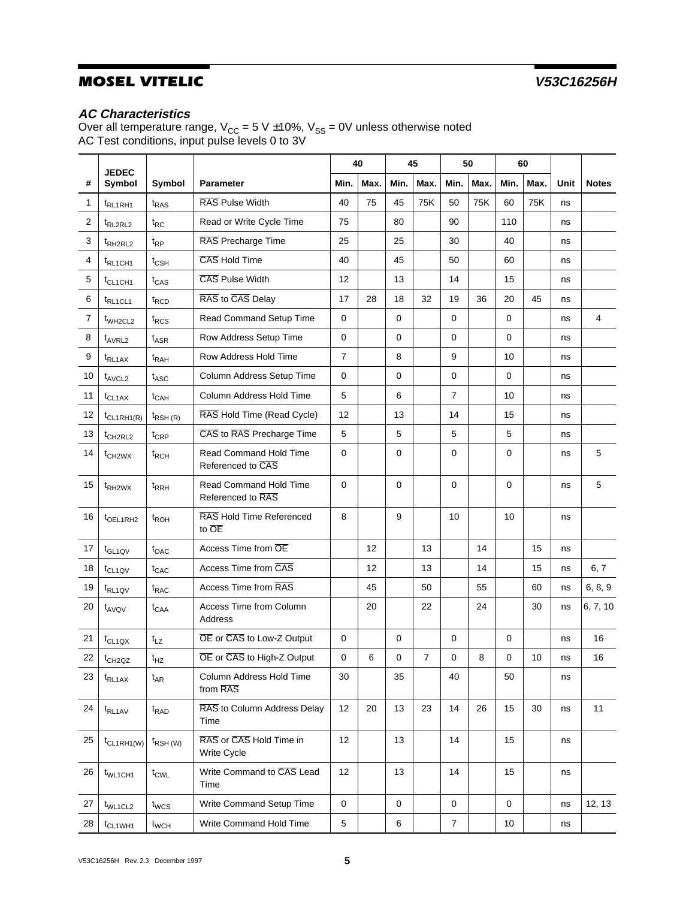## AC Characteristics

Over all temperature range, $V_{CC}$ = 5 V ±10%, $V_{SS}$ = 0V unless otherwise noted
AC Test conditions, input pulse levels 0 to 3V

| # | JEDEC Symbol | Symbol | Parameter | 40 | | 45 | | 50 | | 60 | | Unit | Notes |
|---|---|---|---|---|---|---|---|---|---|---|---|---|---|
| | | | | Min. | Max. | Min. | Max. | Min. | Max. | Min. | Max. | | |
| 1 | $t_{RL1RH1}$ | $t_{RAS}$ | $\overline{RAS}$ Pulse Width | 40 | 75 | 45 | 75K | 50 | 75K | 60 | 75K | ns | |
| 2 | $t_{RL2RL2}$ | $t_{RC}$ | Read or Write Cycle Time | 75 | | 80 | | 90 | | 110 | | ns | |
| 3 | $t_{RH2RL2}$ | $t_{RP}$ | $\overline{RAS}$ Precharge Time | 25 | | 25 | | 30 | | 40 | | ns | |
| 4 | $t_{RL1CH1}$ | $t_{CSH}$ | $\overline{CAS}$ Hold Time | 40 | | 45 | | 50 | | 60 | | ns | |
| 5 | $t_{CL1CH1}$ | $t_{CAS}$ | $\overline{CAS}$ Pulse Width | 12 | | 13 | | 14 | | 15 | | ns | |
| 6 | $t_{RL1CL1}$ | $t_{RCD}$ | $\overline{RAS}$ to $\overline{CAS}$ Delay | 17 | 28 | 18 | 32 | 19 | 36 | 20 | 45 | ns | |
| 7 | $t_{WH2CL2}$ | $t_{RCS}$ | Read Command Setup Time | 0 | | 0 | | 0 | | 0 | | ns | 4 |
| 8 | $t_{AVRL2}$ | $t_{ASR}$ | Row Address Setup Time | 0 | | 0 | | 0 | | 0 | | ns | |
| 9 | $t_{RL1AX}$ | $t_{RAH}$ | Row Address Hold Time | 7 | | 8 | | 9 | | 10 | | ns | |
| 10 | $t_{AVCL2}$ | $t_{ASC}$ | Column Address Setup Time | 0 | | 0 | | 0 | | 0 | | ns | |
| 11 | $t_{CL1AX}$ | $t_{CAH}$ | Column Address Hold Time | 5 | | 6 | | 7 | | 10 | | ns | |
| 12 | $t_{CL1RH1(R)}$ | $t_{RSH(R)}$ | $\overline{RAS}$ Hold Time (Read Cycle) | 12 | | 13 | | 14 | | 15 | | ns | |
| 13 | $t_{CH2RL2}$ | $t_{CRP}$ | $\overline{CAS}$ to $\overline{RAS}$ Precharge Time | 5 | | 5 | | 5 | | 5 | | ns | |
| 14 | $t_{CH2WX}$ | $t_{RCH}$ | Read Command Hold Time Referenced to $\overline{CAS}$ | 0 | | 0 | | 0 | | 0 | | ns | 5 |
| 15 | $t_{RH2WX}$ | $t_{RRH}$ | Read Command Hold Time Referenced to $\overline{RAS}$ | 0 | | 0 | | 0 | | 0 | | ns | 5 |
| 16 | $t_{OEL1RH2}$ | $t_{ROH}$ | $\overline{RAS}$ Hold Time Referenced to $\overline{OE}$ | 8 | | 9 | | 10 | | 10 | | ns | |
| 17 | $t_{GL1QV}$ | $t_{OAC}$ | Access Time from $\overline{OE}$ | | 12 | | 13 | | 14 | | 15 | ns | |
| 18 | $t_{CL1QV}$ | $t_{CAC}$ | Access Time from $\overline{CAS}$ | | 12 | | 13 | | 14 | | 15 | ns | 6, 7 |
| 19 | $t_{RL1QV}$ | $t_{RAC}$ | Access Time from $\overline{RAS}$ | | 45 | | 50 | | 55 | | 60 | ns | 6, 8, 9 |
| 20 | $t_{AVQV}$ | $t_{CAA}$ | Access Time from Column Address | | 20 | | 22 | | 24 | | 30 | ns | 6, 7, 10 |
| 21 | $t_{CL1QX}$ | $t_{LZ}$ | $\overline{OE}$ or $\overline{CAS}$ to Low-Z Output | 0 | | 0 | | 0 | | 0 | | ns | 16 |
| 22 | $t_{CH2QZ}$ | $t_{HZ}$ | $\overline{OE}$ or $\overline{CAS}$ to High-Z Output | 0 | 6 | 0 | 7 | 0 | 8 | 0 | 10 | ns | 16 |
| 23 | $t_{RL1AX}$ | $t_{AR}$ | Column Address Hold Time from $\overline{RAS}$ | 30 | | 35 | | 40 | | 50 | | ns | |
| 24 | $t_{RL1AV}$ | $t_{RAD}$ | $\overline{RAS}$ to Column Address Delay Time | 12 | 20 | 13 | 23 | 14 | 26 | 15 | 30 | ns | 11 |
| 25 | $t_{CL1RH1(W)}$ | $t_{RSH(W)}$ | $\overline{RAS}$ or $\overline{CAS}$ Hold Time in Write Cycle | 12 | | 13 | | 14 | | 15 | | ns | |
| 26 | $t_{WL1CH1}$ | $t_{CWL}$ | Write Command to $\overline{CAS}$ Lead Time | 12 | | 13 | | 14 | | 15 | | ns | |
| 27 | $t_{WL1CL2}$ | $t_{WCS}$ | Write Command Setup Time | 0 | | 0 | | 0 | | 0 | | ns | 12, 13 |
| 28 | $t_{CL1WH1}$ | $t_{WCH}$ | Write Command Hold Time | 5 | | 6 | | 7 | | 10 | | ns | |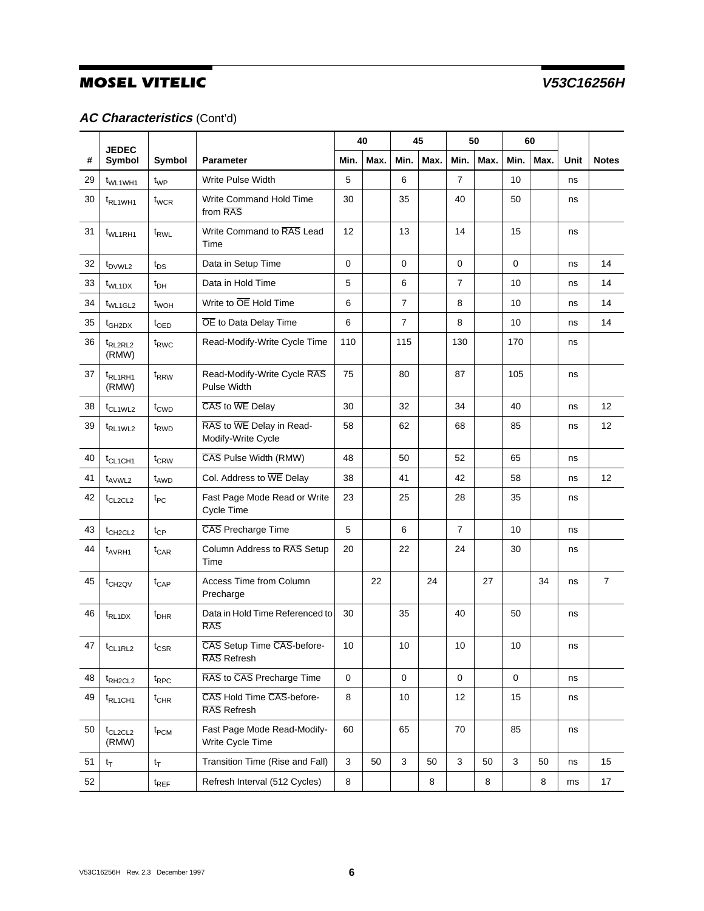## *AC Characteristics* (Cont'd)

| # | JEDEC Symbol | Symbol | Parameter | 40 Min. | 40 Max. | 45 Min. | 45 Max. | 50 Min. | 50 Max. | 60 Min. | 60 Max. | Unit | Notes |
|---|---|---|---|---|---|---|---|---|---|---|---|---|---|
| 29 | $t_{WL1WH1}$ | $t_{WP}$ | Write Pulse Width | 5 | | 6 | | 7 | | 10 | | ns | |
| 30 | $t_{RL1WH1}$ | $t_{WCR}$ | Write Command Hold Time from $\overline{RAS}$ | 30 | | 35 | | 40 | | 50 | | ns | |
| 31 | $t_{WL1RH1}$ | $t_{RWL}$ | Write Command to $\overline{RAS}$ Lead Time | 12 | | 13 | | 14 | | 15 | | ns | |
| 32 | $t_{DVWL2}$ | $t_{DS}$ | Data in Setup Time | 0 | | 0 | | 0 | | 0 | | ns | 14 |
| 33 | $t_{WL1DX}$ | $t_{DH}$ | Data in Hold Time | 5 | | 6 | | 7 | | 10 | | ns | 14 |
| 34 | $t_{WL1GL2}$ | $t_{WOH}$ | Write to $\overline{OE}$ Hold Time | 6 | | 7 | | 8 | | 10 | | ns | 14 |
| 35 | $t_{GH2DX}$ | $t_{OED}$ | $\overline{OE}$ to Data Delay Time | 6 | | 7 | | 8 | | 10 | | ns | 14 |
| 36 | $t_{RL2RL2}$ (RMW) | $t_{RWC}$ | Read-Modify-Write Cycle Time | 110 | | 115 | | 130 | | 170 | | ns | |
| 37 | $t_{RL1RH1}$ (RMW) | $t_{RRW}$ | Read-Modify-Write Cycle $\overline{RAS}$ Pulse Width | 75 | | 80 | | 87 | | 105 | | ns | |
| 38 | $t_{CL1WL2}$ | $t_{CWD}$ | $\overline{CAS}$ to $\overline{WE}$ Delay | 30 | | 32 | | 34 | | 40 | | ns | 12 |
| 39 | $t_{RL1WL2}$ | $t_{RWD}$ | $\overline{RAS}$ to $\overline{WE}$ Delay in Read-Modify-Write Cycle | 58 | | 62 | | 68 | | 85 | | ns | 12 |
| 40 | $t_{CL1CH1}$ | $t_{CRW}$ | $\overline{CAS}$ Pulse Width (RMW) | 48 | | 50 | | 52 | | 65 | | ns | |
| 41 | $t_{AVWL2}$ | $t_{AWD}$ | Col. Address to $\overline{WE}$ Delay | 38 | | 41 | | 42 | | 58 | | ns | 12 |
| 42 | $t_{CL2CL2}$ | $t_{PC}$ | Fast Page Mode Read or Write Cycle Time | 23 | | 25 | | 28 | | 35 | | ns | |
| 43 | $t_{CH2CL2}$ | $t_{CP}$ | $\overline{CAS}$ Precharge Time | 5 | | 6 | | 7 | | 10 | | ns | |
| 44 | $t_{AVRH1}$ | $t_{CAR}$ | Column Address to $\overline{RAS}$ Setup Time | 20 | | 22 | | 24 | | 30 | | ns | |
| 45 | $t_{CH2QV}$ | $t_{CAP}$ | Access Time from Column Precharge | | 22 | | 24 | | 27 | | 34 | ns | 7 |
| 46 | $t_{RL1DX}$ | $t_{DHR}$ | Data in Hold Time Referenced to $\overline{RAS}$ | 30 | | 35 | | 40 | | 50 | | ns | |
| 47 | $t_{CL1RL2}$ | $t_{CSR}$ | $\overline{CAS}$ Setup Time $\overline{CAS}$-before-$\overline{RAS}$ Refresh | 10 | | 10 | | 10 | | 10 | | ns | |
| 48 | $t_{RH2CL2}$ | $t_{RPC}$ | $\overline{RAS}$ to $\overline{CAS}$ Precharge Time | 0 | | 0 | | 0 | | 0 | | ns | |
| 49 | $t_{RL1CH1}$ | $t_{CHR}$ | $\overline{CAS}$ Hold Time $\overline{CAS}$-before-$\overline{RAS}$ Refresh | 8 | | 10 | | 12 | | 15 | | ns | |
| 50 | $t_{CL2CL2}$ (RMW) | $t_{PCM}$ | Fast Page Mode Read-Modify-Write Cycle Time | 60 | | 65 | | 70 | | 85 | | ns | |
| 51 | $t_T$ | $t_T$ | Transition Time (Rise and Fall) | 3 | 50 | 3 | 50 | 3 | 50 | 3 | 50 | ns | 15 |
| 52 | | $t_{REF}$ | Refresh Interval (512 Cycles) | 8 | | | 8 | | 8 | | 8 | ms | 17 |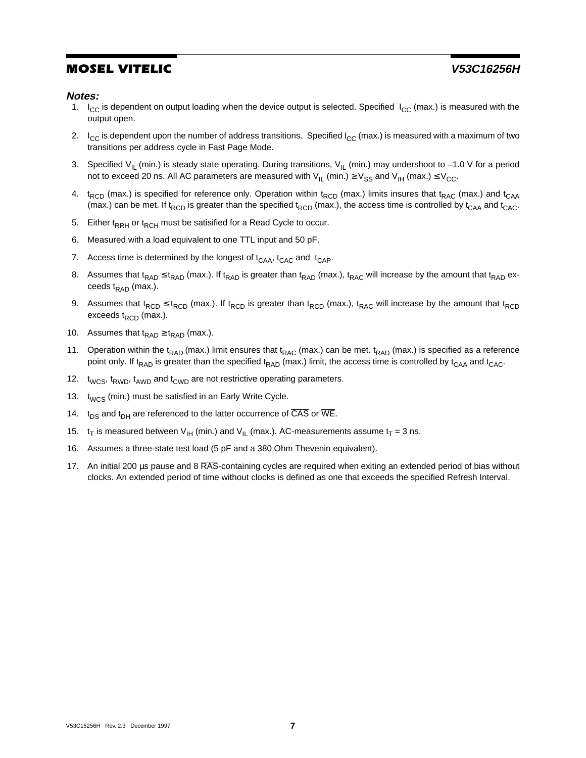**Notes:**

1. $I_{CC}$ is dependent on output loading when the device output is selected. Specified $I_{CC}$ (max.) is measured with the output open.
2. $I_{CC}$ is dependent upon the number of address transitions. Specified $I_{CC}$ (max.) is measured with a maximum of two transitions per address cycle in Fast Page Mode.
3. Specified $V_{IL}$ (min.) is steady state operating. During transitions, $V_{IL}$ (min.) may undershoot to –1.0 V for a period not to exceed 20 ns. All AC parameters are measured with $V_{IL}$ (min.) $\geq V_{SS}$ and $V_{IH}$ (max.) $\leq V_{CC}$.
4. $t_{RCD}$ (max.) is specified for reference only. Operation within $t_{RCD}$ (max.) limits insures that $t_{RAC}$ (max.) and $t_{CAA}$ (max.) can be met. If $t_{RCD}$ is greater than the specified $t_{RCD}$ (max.), the access time is controlled by $t_{CAA}$ and $t_{CAC}$.
5. Either $t_{RRH}$ or $t_{RCH}$ must be satisified for a Read Cycle to occur.
6. Measured with a load equivalent to one TTL input and 50 pF.
7. Access time is determined by the longest of $t_{CAA}$, $t_{CAC}$ and $t_{CAP}$.
8. Assumes that $t_{RAD} \leq t_{RAD}$ (max.). If $t_{RAD}$ is greater than $t_{RAD}$ (max.), $t_{RAC}$ will increase by the amount that $t_{RAD}$ exceeds $t_{RAD}$ (max.).
9. Assumes that $t_{RCD} \leq t_{RCD}$ (max.). If $t_{RCD}$ is greater than $t_{RCD}$ (max.), $t_{RAC}$ will increase by the amount that $t_{RCD}$ exceeds $t_{RCD}$ (max.).
10. Assumes that $t_{RAD} \geq t_{RAD}$ (max.).
11. Operation within the $t_{RAD}$ (max.) limit ensures that $t_{RAC}$ (max.) can be met. $t_{RAD}$ (max.) is specified as a reference point only. If $t_{RAD}$ is greater than the specified $t_{RAD}$ (max.) limit, the access time is controlled by $t_{CAA}$ and $t_{CAC}$.
12. $t_{WCS}$, $t_{RWD}$, $t_{AWD}$ and $t_{CWD}$ are not restrictive operating parameters.
13. $t_{WCS}$ (min.) must be satisfied in an Early Write Cycle.
14. $t_{DS}$ and $t_{DH}$ are referenced to the latter occurrence of $\overline{CAS}$ or $\overline{WE}$.
15. $t_T$ is measured between $V_{IH}$ (min.) and $V_{IL}$ (max.). AC-measurements assume $t_T$ = 3 ns.
16. Assumes a three-state test load (5 pF and a 380 Ohm Thevenin equivalent).
17. An initial 200 µs pause and 8 $\overline{RAS}$-containing cycles are required when exiting an extended period of bias without clocks. An extended period of time without clocks is defined as one that exceeds the specified Refresh Interval.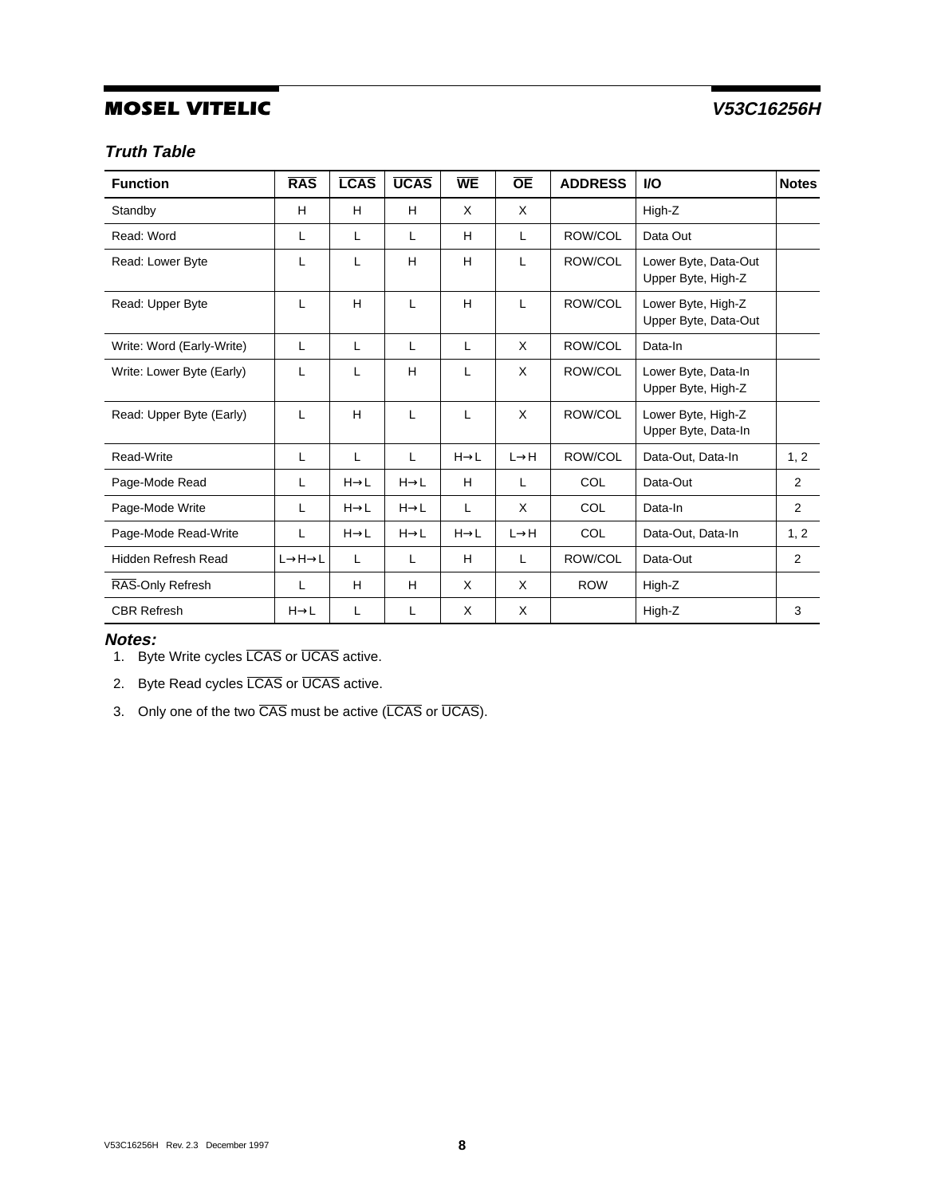### Truth Table

| Function | $\overline{RAS}$ | $\overline{LCAS}$ | $\overline{UCAS}$ | $\overline{WE}$ | $\overline{OE}$ | ADDRESS | I/O | Notes |
|---|---|---|---|---|---|---|---|---|
| Standby | H | H | H | X | X | | High-Z | |
| Read: Word | L | L | L | H | L | ROW/COL | Data Out | |
| Read: Lower Byte | L | L | H | H | L | ROW/COL | Lower Byte, Data-Out Upper Byte, High-Z | |
| Read: Upper Byte | L | H | L | H | L | ROW/COL | Lower Byte, High-Z Upper Byte, Data-Out | |
| Write: Word (Early-Write) | L | L | L | L | X | ROW/COL | Data-In | |
| Write: Lower Byte (Early) | L | L | H | L | X | ROW/COL | Lower Byte, Data-In Upper Byte, High-Z | |
| Read: Upper Byte (Early) | L | H | L | L | X | ROW/COL | Lower Byte, High-Z Upper Byte, Data-In | |
| Read-Write | L | L | L | H→L | L→H | ROW/COL | Data-Out, Data-In | 1, 2 |
| Page-Mode Read | L | H→L | H→L | H | L | COL | Data-Out | 2 |
| Page-Mode Write | L | H→L | H→L | L | X | COL | Data-In | 2 |
| Page-Mode Read-Write | L | H→L | H→L | H→L | L→H | COL | Data-Out, Data-In | 1, 2 |
| Hidden Refresh Read | L→H→L | L | L | H | L | ROW/COL | Data-Out | 2 |
| $\overline{RAS}$-Only Refresh | L | H | H | X | X | ROW | High-Z | |
| CBR Refresh | H→L | L | L | X | X | | High-Z | 3 |

**Notes:**

1. Byte Write cycles $\overline{LCAS}$ or $\overline{UCAS}$ active.
2. Byte Read cycles $\overline{LCAS}$ or $\overline{UCAS}$ active.
3. Only one of the two $\overline{CAS}$ must be active ($\overline{LCAS}$ or $\overline{UCAS}$).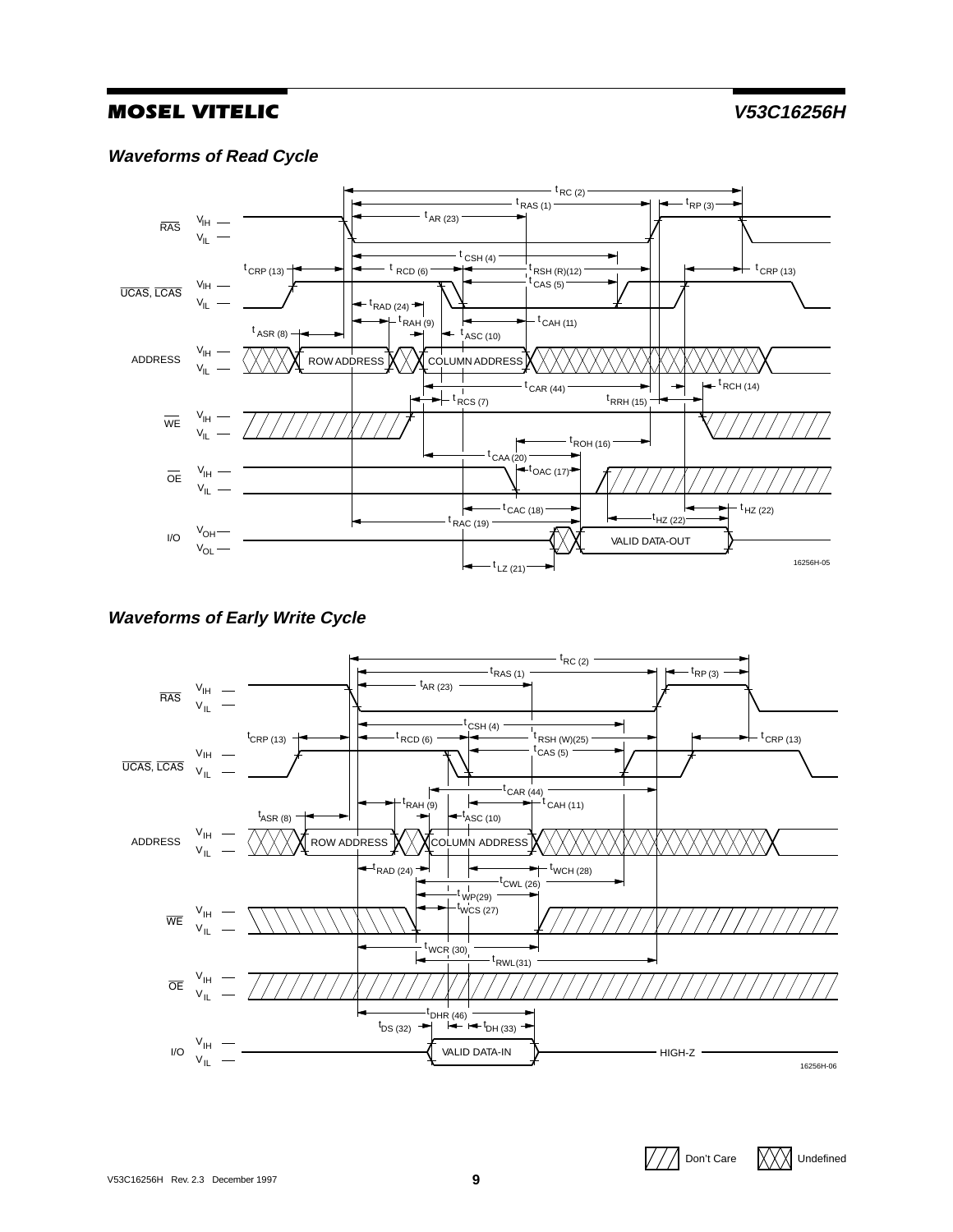### *Waveforms of Read Cycle*

RAS: $V_{IH}$, $V_{IL}$

UCAS, LCAS: $V_{IH}$, $V_{IL}$

ADDRESS: $V_{IH}$, $V_{IL}$ — ROW ADDRESS, COLUMN ADDRESS

WE: $V_{IH}$, $V_{IL}$

OE: $V_{IH}$, $V_{IL}$

I/O: $V_{OH}$, $V_{OL}$ — VALID DATA-OUT

$t_{RC}$ (2), $t_{RAS}$ (1), $t_{RP}$ (3), $t_{AR}$ (23), $t_{CSH}$ (4), $t_{CRP}$ (13), $t_{RCD}$ (6), $t_{RSH}$ (R)(12), $t_{CAS}$ (5), $t_{RAD}$ (24), $t_{RAH}$ (9), $t_{CAH}$ (11), $t_{ASR}$ (8), $t_{ASC}$ (10), $t_{CAR}$ (44), $t_{RCH}$ (14), $t_{RCS}$ (7), $t_{RRH}$ (15), $t_{ROH}$ (16), $t_{CAA}$ (20), $t_{OAC}$ (17), $t_{CAC}$ (18), $t_{HZ}$ (22), $t_{RAC}$ (19), $t_{LZ}$ (21)

16256H-05

### *Waveforms of Early Write Cycle*

RAS: $V_{IH}$, $V_{IL}$

UCAS, LCAS: $V_{IH}$, $V_{IL}$

ADDRESS: $V_{IH}$, $V_{IL}$ — ROW ADDRESS, COLUMN ADDRESS

WE: $V_{IH}$, $V_{IL}$

OE: $V_{IH}$, $V_{IL}$

I/O: $V_{IH}$, $V_{IL}$ — VALID DATA-IN, HIGH-Z

$t_{RC}$ (2), $t_{RAS}$ (1), $t_{RP}$ (3), $t_{AR}$ (23), $t_{CSH}$ (4), $t_{CRP}$ (13), $t_{RCD}$ (6), $t_{RSH}$ (W)(25), $t_{CAS}$ (5), $t_{CAR}$ (44), $t_{RAH}$ (9), $t_{CAH}$ (11), $t_{ASR}$ (8), $t_{ASC}$ (10), $t_{RAD}$ (24), $t_{WCH}$ (28), $t_{CWL}$ (26), $t_{WP}$(29), $t_{WCS}$ (27), $t_{WCR}$ (30), $t_{RWL}$(31), $t_{DHR}$ (46), $t_{DS}$ (32), $t_{DH}$ (33)

16256H-06

Don't Care    Undefined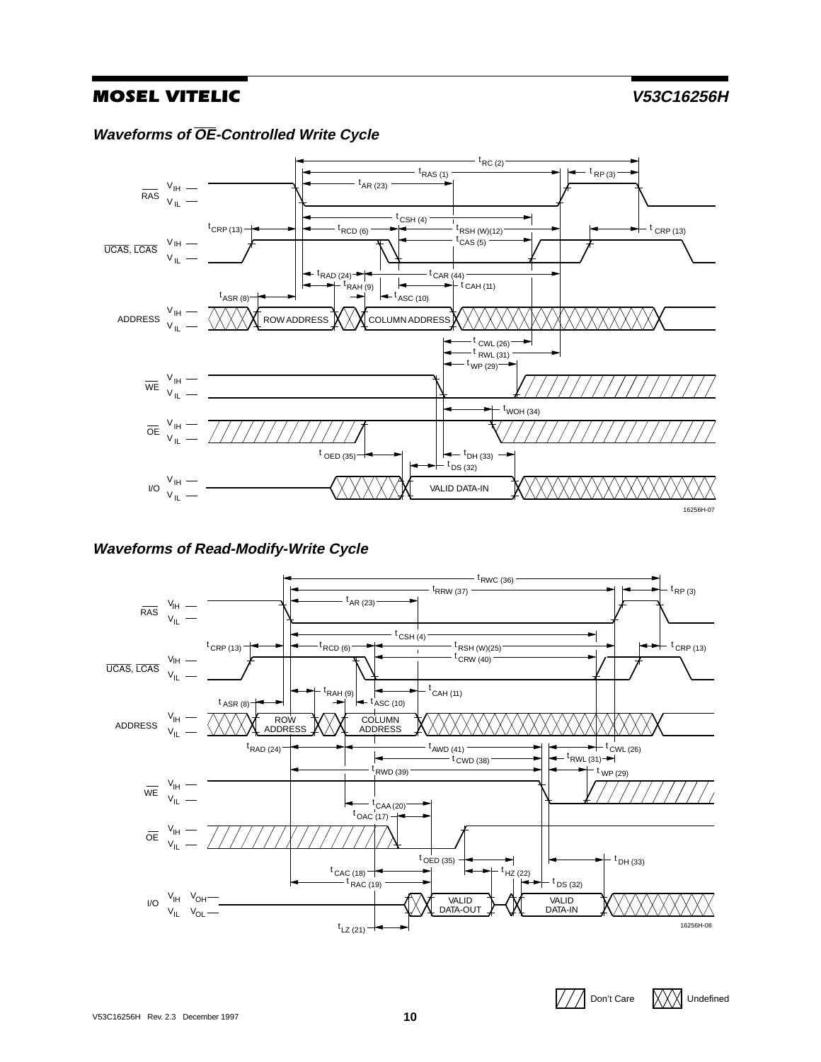### *Waveforms of $\overline{OE}$-Controlled Write Cycle*

16256H-07

### *Waveforms of Read-Modify-Write Cycle*

16256H-08

Don't Care    Undefined